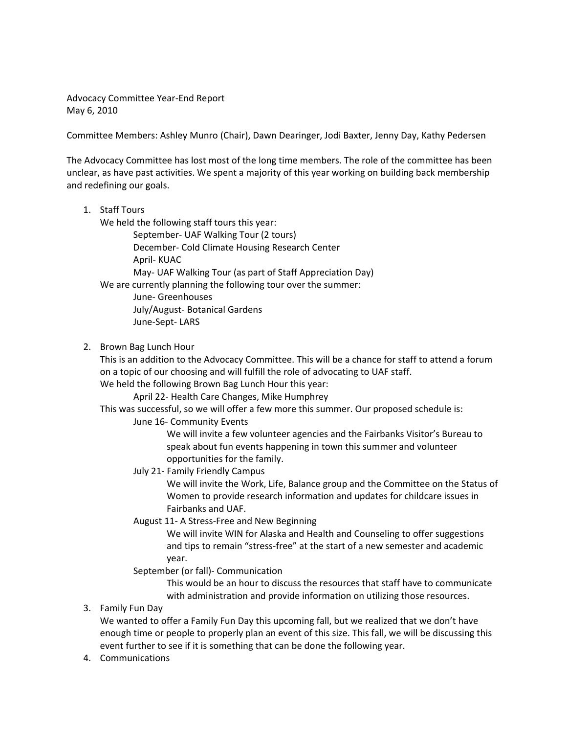Advocacy Committee Year-End Report
May 6, 2010

Committee Members: Ashley Munro (Chair), Dawn Dearinger, Jodi Baxter, Jenny Day, Kathy Pedersen

The Advocacy Committee has lost most of the long time members. The role of the committee has been unclear, as have past activities. We spent a majority of this year working on building back membership and redefining our goals.

1. Staff Tours

   We held the following staff tours this year:

   - September- UAF Walking Tour (2 tours)
   - December- Cold Climate Housing Research Center
   - April- KUAC
   - May- UAF Walking Tour (as part of Staff Appreciation Day)

   We are currently planning the following tour over the summer:

   - June- Greenhouses
   - July/August- Botanical Gardens
   - June-Sept- LARS

2. Brown Bag Lunch Hour

   This is an addition to the Advocacy Committee. This will be a chance for staff to attend a forum on a topic of our choosing and will fulfill the role of advocating to UAF staff.

   We held the following Brown Bag Lunch Hour this year:

   - April 22- Health Care Changes, Mike Humphrey

   This was successful, so we will offer a few more this summer. Our proposed schedule is:

   - June 16- Community Events
     - We will invite a few volunteer agencies and the Fairbanks Visitor's Bureau to speak about fun events happening in town this summer and volunteer opportunities for the family.
   - July 21- Family Friendly Campus
     - We will invite the Work, Life, Balance group and the Committee on the Status of Women to provide research information and updates for childcare issues in Fairbanks and UAF.
   - August 11- A Stress-Free and New Beginning
     - We will invite WIN for Alaska and Health and Counseling to offer suggestions and tips to remain "stress-free" at the start of a new semester and academic year.
   - September (or fall)- Communication
     - This would be an hour to discuss the resources that staff have to communicate with administration and provide information on utilizing those resources.

3. Family Fun Day

   We wanted to offer a Family Fun Day this upcoming fall, but we realized that we don't have enough time or people to properly plan an event of this size. This fall, we will be discussing this event further to see if it is something that can be done the following year.

4. Communications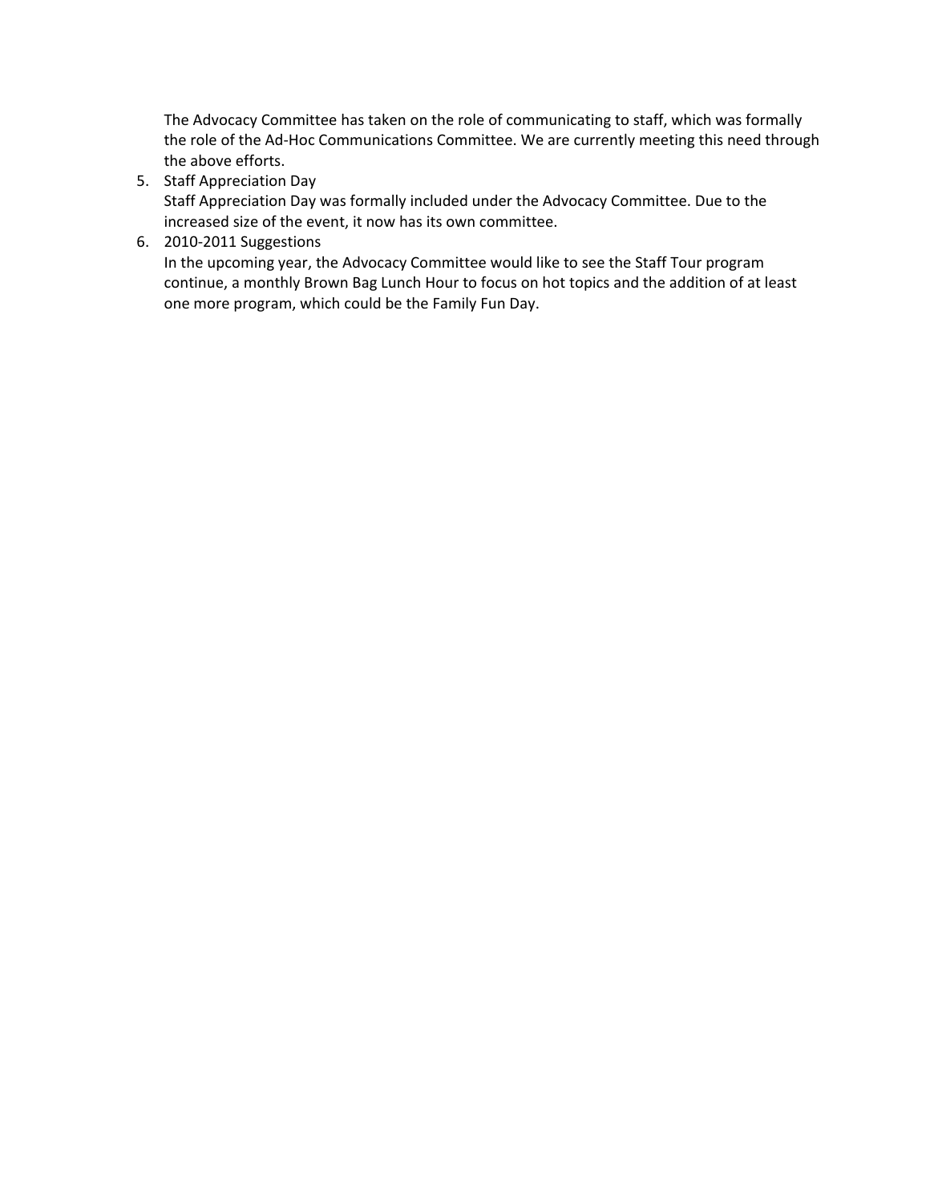The Advocacy Committee has taken on the role of communicating to staff, which was formally the role of the Ad-Hoc Communications Committee. We are currently meeting this need through the above efforts.

5. Staff Appreciation Day
   Staff Appreciation Day was formally included under the Advocacy Committee. Due to the increased size of the event, it now has its own committee.
6. 2010-2011 Suggestions
   In the upcoming year, the Advocacy Committee would like to see the Staff Tour program continue, a monthly Brown Bag Lunch Hour to focus on hot topics and the addition of at least one more program, which could be the Family Fun Day.